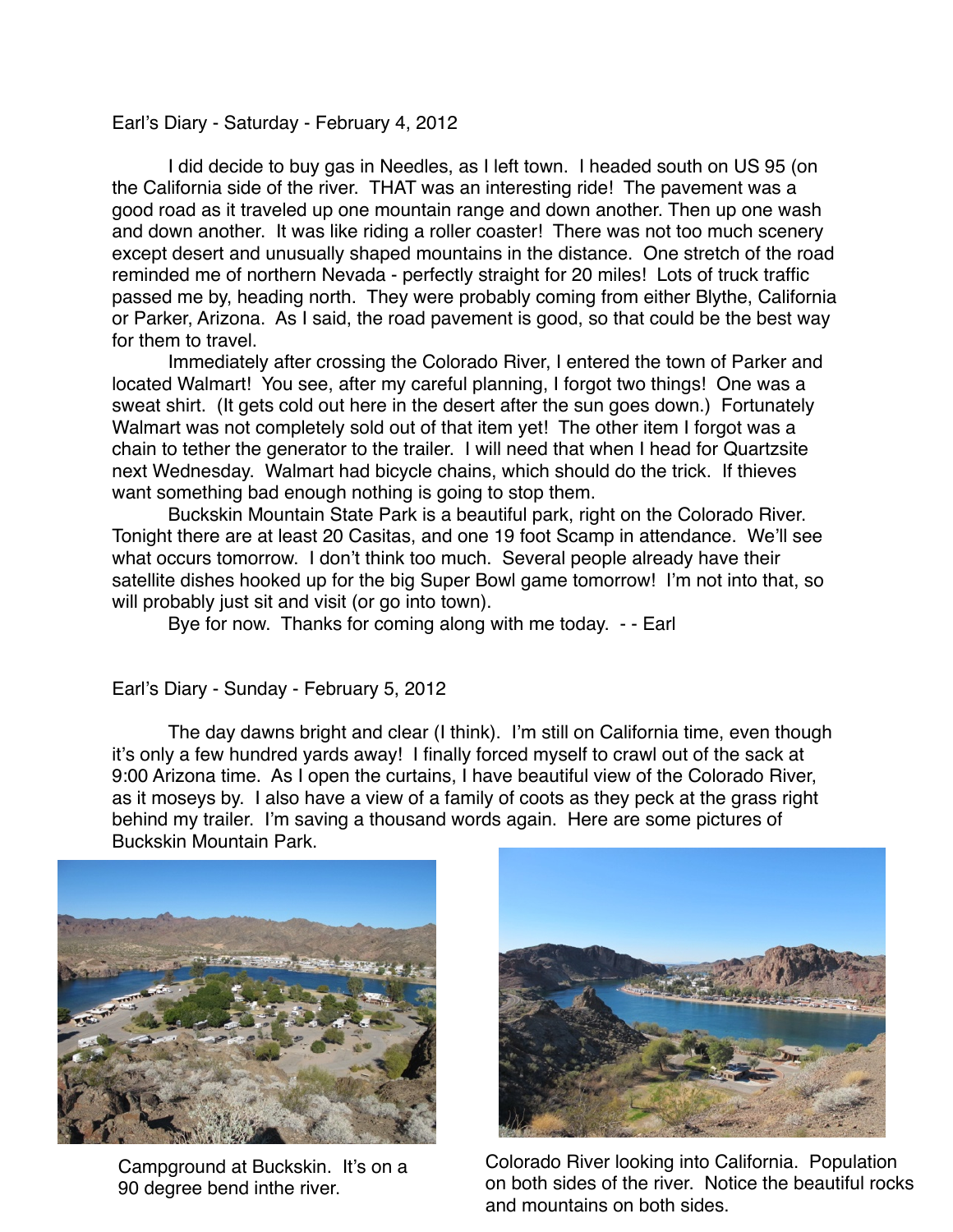Earl's Diary - Saturday - February 4, 2012

I did decide to buy gas in Needles, as I left town. I headed south on US 95 (on the California side of the river. THAT was an interesting ride! The pavement was a good road as it traveled up one mountain range and down another. Then up one wash and down another. It was like riding a roller coaster! There was not too much scenery except desert and unusually shaped mountains in the distance. One stretch of the road reminded me of northern Nevada - perfectly straight for 20 miles! Lots of truck traffic passed me by, heading north. They were probably coming from either Blythe, California or Parker, Arizona. As I said, the road pavement is good, so that could be the best way for them to travel.

Immediately after crossing the Colorado River, I entered the town of Parker and located Walmart! You see, after my careful planning, I forgot two things! One was a sweat shirt. (It gets cold out here in the desert after the sun goes down.) Fortunately Walmart was not completely sold out of that item yet! The other item I forgot was a chain to tether the generator to the trailer. I will need that when I head for Quartzsite next Wednesday. Walmart had bicycle chains, which should do the trick. If thieves want something bad enough nothing is going to stop them.

Buckskin Mountain State Park is a beautiful park, right on the Colorado River. Tonight there are at least 20 Casitas, and one 19 foot Scamp in attendance. We'll see what occurs tomorrow. I don't think too much. Several people already have their satellite dishes hooked up for the big Super Bowl game tomorrow! I'm not into that, so will probably just sit and visit (or go into town).

Bye for now. Thanks for coming along with me today. - - Earl

Earl's Diary - Sunday - February 5, 2012

The day dawns bright and clear (I think). I'm still on California time, even though it's only a few hundred yards away! I finally forced myself to crawl out of the sack at 9:00 Arizona time. As I open the curtains, I have beautiful view of the Colorado River, as it moseys by. I also have a view of a family of coots as they peck at the grass right behind my trailer. I'm saving a thousand words again. Here are some pictures of Buckskin Mountain Park.

Campground at Buckskin. It's on a 90 degree bend inthe river.

Colorado River looking into California. Population on both sides of the river. Notice the beautiful rocks and mountains on both sides.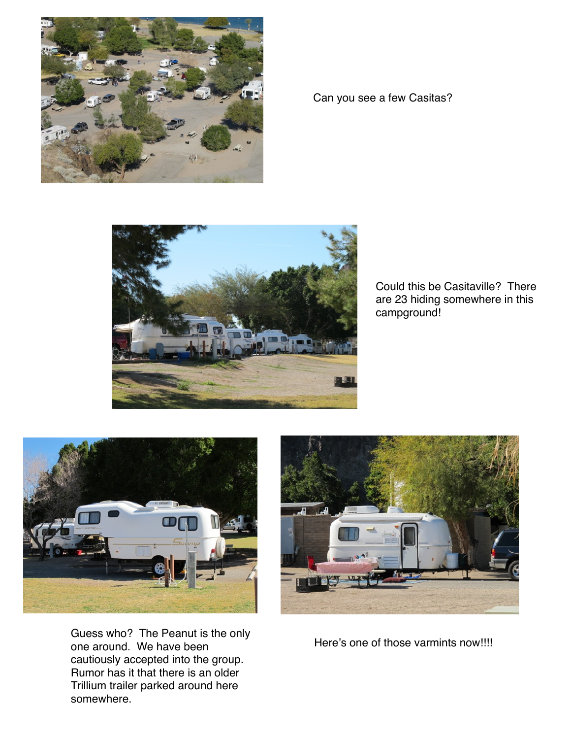Can you see a few Casitas?

Could this be Casitaville? There are 23 hiding somewhere in this campground!

Guess who? The Peanut is the only one around. We have been cautiously accepted into the group. Rumor has it that there is an older Trillium trailer parked around here somewhere.

Here's one of those varmints now!!!!